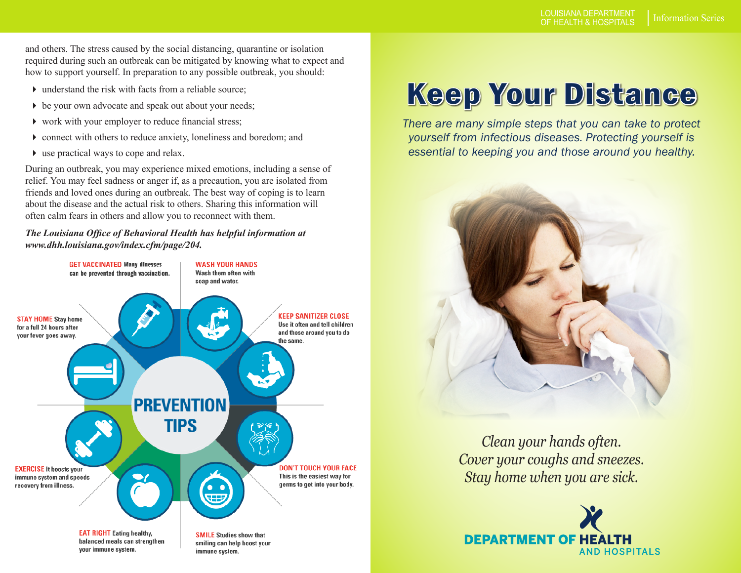and others. The stress caused by the social distancing, quarantine or isolation required during such an outbreak can be mitigated by knowing what to expect and how to support yourself. In preparation to any possible outbreak, you should:

- understand the risk with facts from a reliable source;
- be your own advocate and speak out about your needs;
- work with your employer to reduce financial stress;
- connect with others to reduce anxiety, loneliness and boredom; and
- use practical ways to cope and relax.

During an outbreak, you may experience mixed emotions, including a sense of relief. You may feel sadness or anger if, as a precaution, you are isolated from friends and loved ones during an outbreak. The best way of coping is to learn about the disease and the actual risk to others. Sharing this information will often calm fears in others and allow you to reconnect with them.

***The Louisiana Office of Behavioral Health has helpful information at www.dhh.louisiana.gov/index.cfm/page/204.***

## PREVENTION TIPS

**GET VACCINATED** Many illnesses can be prevented through vaccination.

**WASH YOUR HANDS** Wash them often with soap and water.

**KEEP SANITIZER CLOSE** Use it often and tell children and those around you to do the same.

**DON'T TOUCH YOUR FACE** This is the easiest way for germs to get into your body.

**SMILE** Studies show that smiling can help boost your immune system.

**EAT RIGHT** Eating healthy, balanced meals can strengthen your immune system.

**EXERCISE** It boosts your immune system and speeds recovery from illness.

**STAY HOME** Stay home for a full 24 hours after your fever goes away.

LOUISIANA DEPARTMENT OF HEALTH & HOSPITALS | Information Series

# Keep Your Distance

*There are many simple steps that you can take to protect yourself from infectious diseases. Protecting yourself is essential to keeping you and those around you healthy.*

*Clean your hands often.*
*Cover your coughs and sneezes.*
*Stay home when you are sick.*

DEPARTMENT OF HEALTH AND HOSPITALS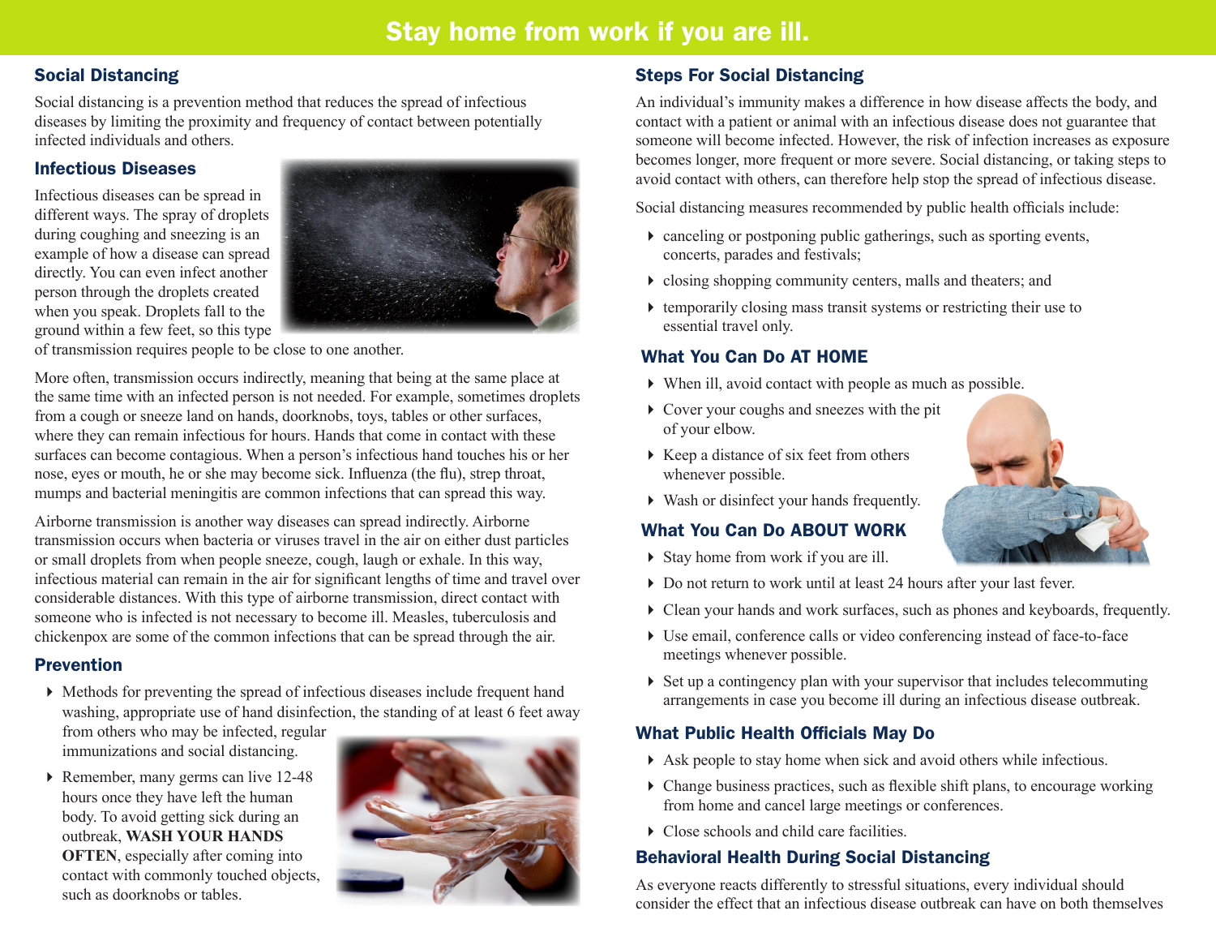# Stay home from work if you are ill.

## Social Distancing

Social distancing is a prevention method that reduces the spread of infectious diseases by limiting the proximity and frequency of contact between potentially infected individuals and others.

## Infectious Diseases

Infectious diseases can be spread in different ways. The spray of droplets during coughing and sneezing is an example of how a disease can spread directly. You can even infect another person through the droplets created when you speak. Droplets fall to the ground within a few feet, so this type of transmission requires people to be close to one another.

More often, transmission occurs indirectly, meaning that being at the same place at the same time with an infected person is not needed. For example, sometimes droplets from a cough or sneeze land on hands, doorknobs, toys, tables or other surfaces, where they can remain infectious for hours. Hands that come in contact with these surfaces can become contagious. When a person's infectious hand touches his or her nose, eyes or mouth, he or she may become sick. Influenza (the flu), strep throat, mumps and bacterial meningitis are common infections that can spread this way.

Airborne transmission is another way diseases can spread indirectly. Airborne transmission occurs when bacteria or viruses travel in the air on either dust particles or small droplets from when people sneeze, cough, laugh or exhale. In this way, infectious material can remain in the air for significant lengths of time and travel over considerable distances. With this type of airborne transmission, direct contact with someone who is infected is not necessary to become ill. Measles, tuberculosis and chickenpox are some of the common infections that can be spread through the air.

## Prevention

- Methods for preventing the spread of infectious diseases include frequent hand washing, appropriate use of hand disinfection, the standing of at least 6 feet away from others who may be infected, regular immunizations and social distancing.
- Remember, many germs can live 12-48 hours once they have left the human body. To avoid getting sick during an outbreak, **WASH YOUR HANDS OFTEN**, especially after coming into contact with commonly touched objects, such as doorknobs or tables.

## Steps For Social Distancing

An individual's immunity makes a difference in how disease affects the body, and contact with a patient or animal with an infectious disease does not guarantee that someone will become infected. However, the risk of infection increases as exposure becomes longer, more frequent or more severe. Social distancing, or taking steps to avoid contact with others, can therefore help stop the spread of infectious disease.

Social distancing measures recommended by public health officials include:

- canceling or postponing public gatherings, such as sporting events, concerts, parades and festivals;
- closing shopping community centers, malls and theaters; and
- temporarily closing mass transit systems or restricting their use to essential travel only.

## What You Can Do AT HOME

- When ill, avoid contact with people as much as possible.
- Cover your coughs and sneezes with the pit of your elbow.
- Keep a distance of six feet from others whenever possible.
- Wash or disinfect your hands frequently.

## What You Can Do ABOUT WORK

- Stay home from work if you are ill.
- Do not return to work until at least 24 hours after your last fever.
- Clean your hands and work surfaces, such as phones and keyboards, frequently.
- Use email, conference calls or video conferencing instead of face-to-face meetings whenever possible.
- Set up a contingency plan with your supervisor that includes telecommuting arrangements in case you become ill during an infectious disease outbreak.

## What Public Health Officials May Do

- Ask people to stay home when sick and avoid others while infectious.
- Change business practices, such as flexible shift plans, to encourage working from home and cancel large meetings or conferences.
- Close schools and child care facilities.

## Behavioral Health During Social Distancing

As everyone reacts differently to stressful situations, every individual should consider the effect that an infectious disease outbreak can have on both themselves